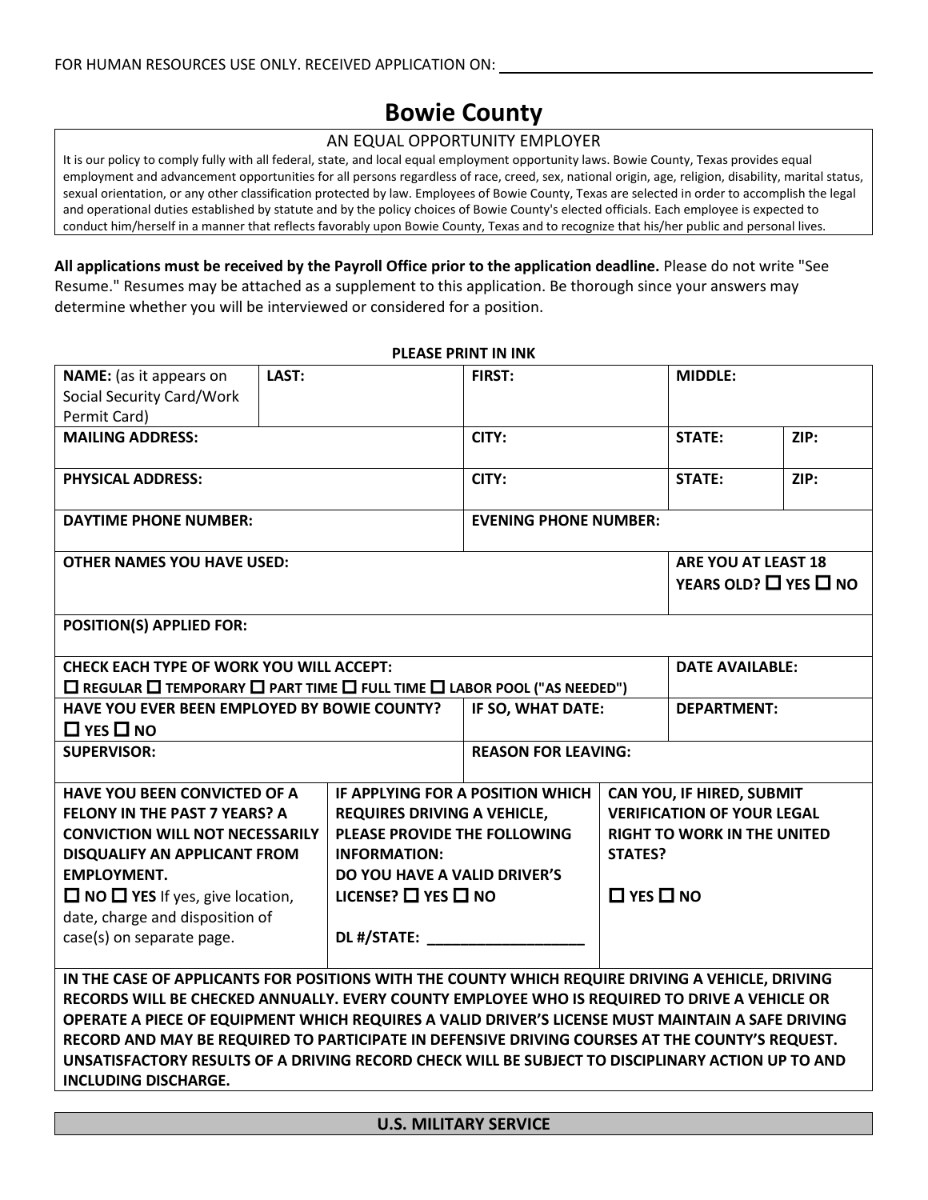FOR HUMAN RESOURCES USE ONLY. RECEIVED APPLICATION ON: ______________________________

# Bowie County

AN EQUAL OPPORTUNITY EMPLOYER

It is our policy to comply fully with all federal, state, and local equal employment opportunity laws. Bowie County, Texas provides equal employment and advancement opportunities for all persons regardless of race, creed, sex, national origin, age, religion, disability, marital status, sexual orientation, or any other classification protected by law. Employees of Bowie County, Texas are selected in order to accomplish the legal and operational duties established by statute and by the policy choices of Bowie County's elected officials. Each employee is expected to conduct him/herself in a manner that reflects favorably upon Bowie County, Texas and to recognize that his/her public and personal lives.

**All applications must be received by the Payroll Office prior to the application deadline.** Please do not write "See Resume." Resumes may be attached as a supplement to this application. Be thorough since your answers may determine whether you will be interviewed or considered for a position.

**PLEASE PRINT IN INK**

| | | | |
|---|---|---|---|
| **NAME:** (as it appears on Social Security Card/Work Permit Card) **LAST:** | **FIRST:** | **MIDDLE:** | |
| **MAILING ADDRESS:** | **CITY:** | **STATE:** | **ZIP:** |
| **PHYSICAL ADDRESS:** | **CITY:** | **STATE:** | **ZIP:** |
| **DAYTIME PHONE NUMBER:** | **EVENING PHONE NUMBER:** | | |
| **OTHER NAMES YOU HAVE USED:** | | **ARE YOU AT LEAST 18 YEARS OLD?** ☐ **YES** ☐ **NO** | |
| **POSITION(S) APPLIED FOR:** | | | |
| **CHECK EACH TYPE OF WORK YOU WILL ACCEPT:** ☐ **REGULAR** ☐ **TEMPORARY** ☐ **PART TIME** ☐ **FULL TIME** ☐ **LABOR POOL ("AS NEEDED")** | | **DATE AVAILABLE:** | |
| **HAVE YOU EVER BEEN EMPLOYED BY BOWIE COUNTY?** ☐ **YES** ☐ **NO** | **IF SO, WHAT DATE:** | **DEPARTMENT:** | |
| **SUPERVISOR:** | **REASON FOR LEAVING:** | | |

| | | |
|---|---|---|
| **HAVE YOU BEEN CONVICTED OF A FELONY IN THE PAST 7 YEARS? A CONVICTION WILL NOT NECESSARILY DISQUALIFY AN APPLICANT FROM EMPLOYMENT.** ☐ **NO** ☐ **YES** If yes, give location, date, charge and disposition of case(s) on separate page. | **IF APPLYING FOR A POSITION WHICH REQUIRES DRIVING A VEHICLE, PLEASE PROVIDE THE FOLLOWING INFORMATION: DO YOU HAVE A VALID DRIVER'S LICENSE?** ☐ **YES** ☐ **NO** **DL #/STATE:** ___________________ | **CAN YOU, IF HIRED, SUBMIT VERIFICATION OF YOUR LEGAL RIGHT TO WORK IN THE UNITED STATES?** ☐ **YES** ☐ **NO** |

**IN THE CASE OF APPLICANTS FOR POSITIONS WITH THE COUNTY WHICH REQUIRE DRIVING A VEHICLE, DRIVING RECORDS WILL BE CHECKED ANNUALLY. EVERY COUNTY EMPLOYEE WHO IS REQUIRED TO DRIVE A VEHICLE OR OPERATE A PIECE OF EQUIPMENT WHICH REQUIRES A VALID DRIVER'S LICENSE MUST MAINTAIN A SAFE DRIVING RECORD AND MAY BE REQUIRED TO PARTICIPATE IN DEFENSIVE DRIVING COURSES AT THE COUNTY'S REQUEST. UNSATISFACTORY RESULTS OF A DRIVING RECORD CHECK WILL BE SUBJECT TO DISCIPLINARY ACTION UP TO AND INCLUDING DISCHARGE.**

## U.S. MILITARY SERVICE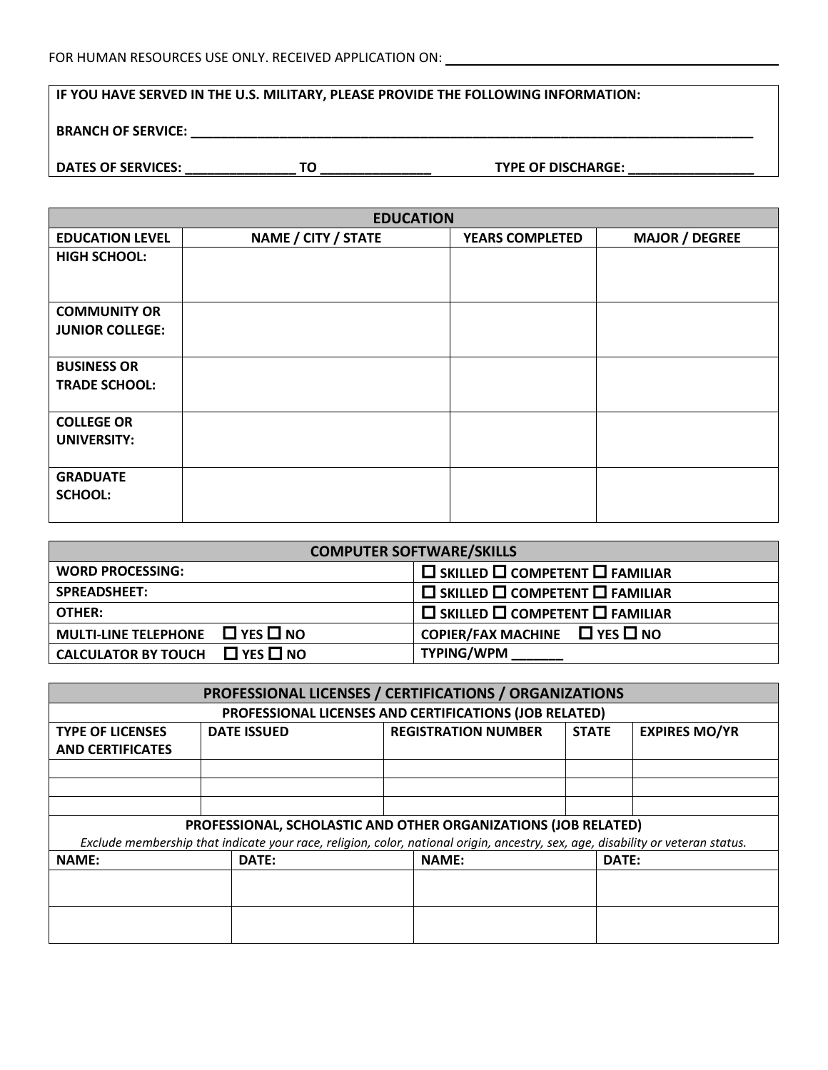FOR HUMAN RESOURCES USE ONLY. RECEIVED APPLICATION ON: ______________________________

**IF YOU HAVE SERVED IN THE U.S. MILITARY, PLEASE PROVIDE THE FOLLOWING INFORMATION:**

**BRANCH OF SERVICE:** ______________________________________________________________________________

**DATES OF SERVICES:** _______________ **TO** _______________ **TYPE OF DISCHARGE:** _________________

| EDUCATION | | | |
|---|---|---|---|
| **EDUCATION LEVEL** | **NAME / CITY / STATE** | **YEARS COMPLETED** | **MAJOR / DEGREE** |
| **HIGH SCHOOL:** | | | |
| **COMMUNITY OR JUNIOR COLLEGE:** | | | |
| **BUSINESS OR TRADE SCHOOL:** | | | |
| **COLLEGE OR UNIVERSITY:** | | | |
| **GRADUATE SCHOOL:** | | | |

| COMPUTER SOFTWARE/SKILLS | |
|---|---|
| **WORD PROCESSING:** | ☐ SKILLED ☐ COMPETENT ☐ FAMILIAR |
| **SPREADSHEET:** | ☐ SKILLED ☐ COMPETENT ☐ FAMILIAR |
| **OTHER:** | ☐ SKILLED ☐ COMPETENT ☐ FAMILIAR |
| **MULTI-LINE TELEPHONE** ☐ YES ☐ NO | **COPIER/FAX MACHINE** ☐ YES ☐ NO |
| **CALCULATOR BY TOUCH** ☐ YES ☐ NO | **TYPING/WPM** _______ |

| PROFESSIONAL LICENSES / CERTIFICATIONS / ORGANIZATIONS | | | | |
|---|---|---|---|---|
| **PROFESSIONAL LICENSES AND CERTIFICATIONS (JOB RELATED)** | | | | |
| **TYPE OF LICENSES AND CERTIFICATES** | **DATE ISSUED** | **REGISTRATION NUMBER** | **STATE** | **EXPIRES MO/YR** |
| | | | | |
| | | | | |
| | | | | |

**PROFESSIONAL, SCHOLASTIC AND OTHER ORGANIZATIONS (JOB RELATED)**

*Exclude membership that indicate your race, religion, color, national origin, ancestry, sex, age, disability or veteran status.*

| NAME: | DATE: | NAME: | DATE: |
|---|---|---|---|
| | | | |
| | | | |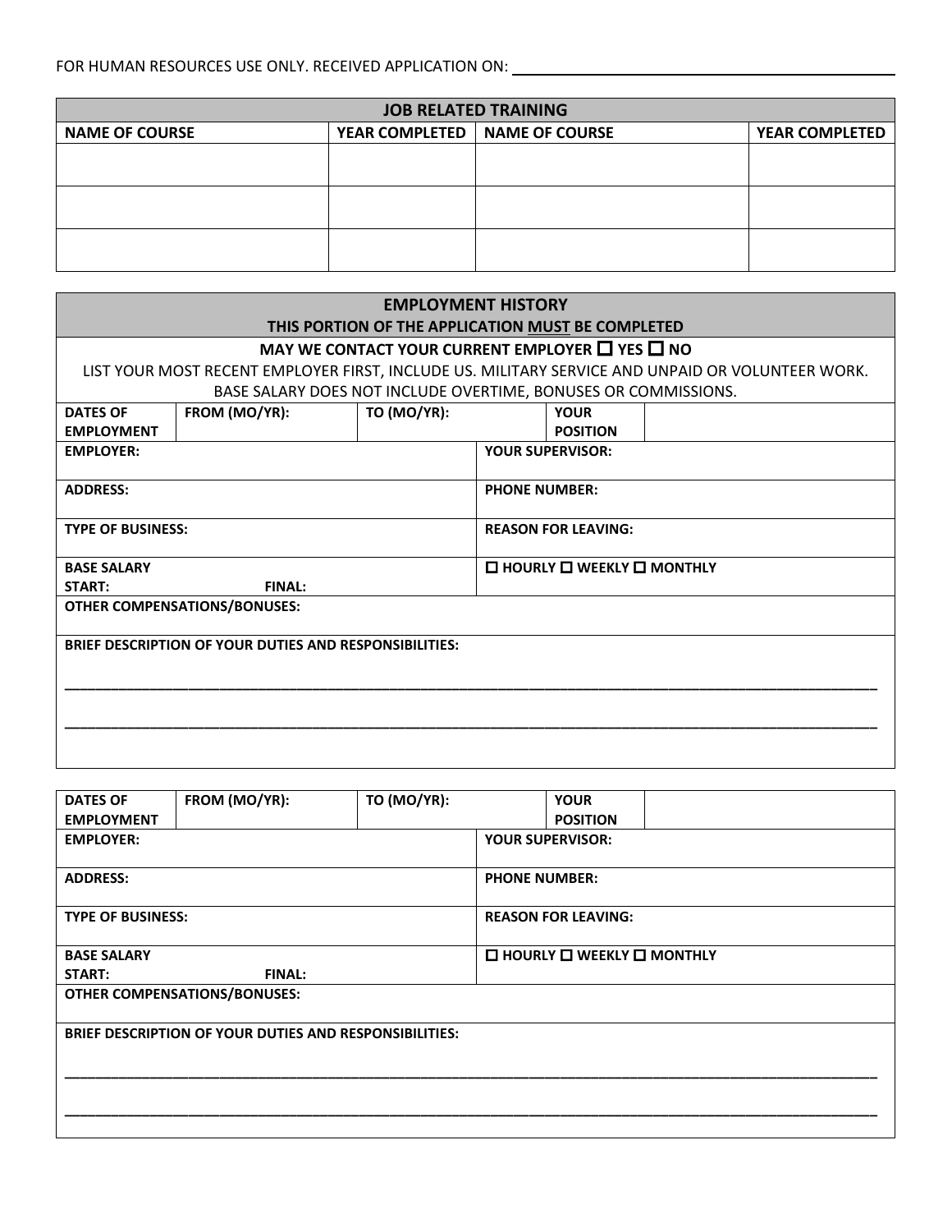FOR HUMAN RESOURCES USE ONLY. RECEIVED APPLICATION ON: ________________________

| JOB RELATED TRAINING | | | |
|---|---|---|---|
| **NAME OF COURSE** | **YEAR COMPLETED** | **NAME OF COURSE** | **YEAR COMPLETED** |
| | | | |
| | | | |
| | | | |

## EMPLOYMENT HISTORY

**THIS PORTION OF THE APPLICATION MUST BE COMPLETED**

**MAY WE CONTACT YOUR CURRENT EMPLOYER ☐ YES ☐ NO**

LIST YOUR MOST RECENT EMPLOYER FIRST, INCLUDE US. MILITARY SERVICE AND UNPAID OR VOLUNTEER WORK.
BASE SALARY DOES NOT INCLUDE OVERTIME, BONUSES OR COMMISSIONS.

| **DATES OF EMPLOYMENT** | **FROM (MO/YR):** | **TO (MO/YR):** | **YOUR POSITION** | |
|---|---|---|---|---|
| **EMPLOYER:** | | | **YOUR SUPERVISOR:** | |
| **ADDRESS:** | | | **PHONE NUMBER:** | |
| **TYPE OF BUSINESS:** | | | **REASON FOR LEAVING:** | |
| **BASE SALARY START:** | **FINAL:** | | **☐ HOURLY ☐ WEEKLY ☐ MONTHLY** | |
| **OTHER COMPENSATIONS/BONUSES:** | | | | |

**BRIEF DESCRIPTION OF YOUR DUTIES AND RESPONSIBILITIES:**

_______________________________________________________________________________

_______________________________________________________________________________

| **DATES OF EMPLOYMENT** | **FROM (MO/YR):** | **TO (MO/YR):** | **YOUR POSITION** | |
|---|---|---|---|---|
| **EMPLOYER:** | | | **YOUR SUPERVISOR:** | |
| **ADDRESS:** | | | **PHONE NUMBER:** | |
| **TYPE OF BUSINESS:** | | | **REASON FOR LEAVING:** | |
| **BASE SALARY START:** | **FINAL:** | | **☐ HOURLY ☐ WEEKLY ☐ MONTHLY** | |
| **OTHER COMPENSATIONS/BONUSES:** | | | | |

**BRIEF DESCRIPTION OF YOUR DUTIES AND RESPONSIBILITIES:**

_______________________________________________________________________________

_______________________________________________________________________________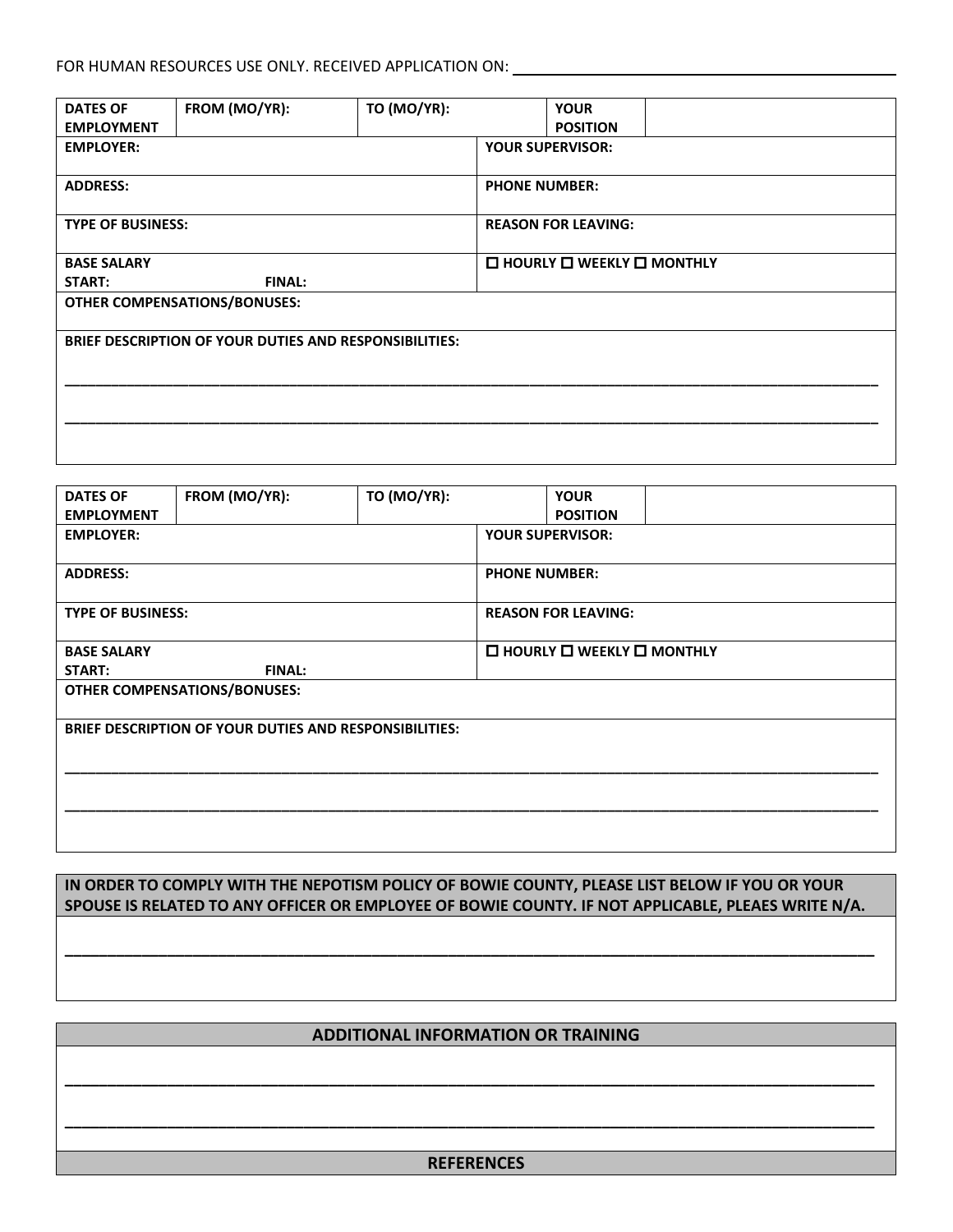FOR HUMAN RESOURCES USE ONLY. RECEIVED APPLICATION ON: ____________________

| DATES OF EMPLOYMENT | FROM (MO/YR): | TO (MO/YR): | YOUR POSITION | |
|---|---|---|---|---|
| EMPLOYER: | | | YOUR SUPERVISOR: | |
| ADDRESS: | | | PHONE NUMBER: | |
| TYPE OF BUSINESS: | | | REASON FOR LEAVING: | |
| BASE SALARY START: | FINAL: | | ☐ HOURLY ☐ WEEKLY ☐ MONTHLY | |
| OTHER COMPENSATIONS/BONUSES: | | | | |
| BRIEF DESCRIPTION OF YOUR DUTIES AND RESPONSIBILITIES: | | | | |

______________________________________________________________________________

______________________________________________________________________________

| DATES OF EMPLOYMENT | FROM (MO/YR): | TO (MO/YR): | YOUR POSITION | |
|---|---|---|---|---|
| EMPLOYER: | | | YOUR SUPERVISOR: | |
| ADDRESS: | | | PHONE NUMBER: | |
| TYPE OF BUSINESS: | | | REASON FOR LEAVING: | |
| BASE SALARY START: | FINAL: | | ☐ HOURLY ☐ WEEKLY ☐ MONTHLY | |
| OTHER COMPENSATIONS/BONUSES: | | | | |
| BRIEF DESCRIPTION OF YOUR DUTIES AND RESPONSIBILITIES: | | | | |

______________________________________________________________________________

______________________________________________________________________________

**IN ORDER TO COMPLY WITH THE NEPOTISM POLICY OF BOWIE COUNTY, PLEASE LIST BELOW IF YOU OR YOUR SPOUSE IS RELATED TO ANY OFFICER OR EMPLOYEE OF BOWIE COUNTY. IF NOT APPLICABLE, PLEAES WRITE N/A.**

______________________________________________________________________________

## ADDITIONAL INFORMATION OR TRAINING

______________________________________________________________________________

______________________________________________________________________________

## REFERENCES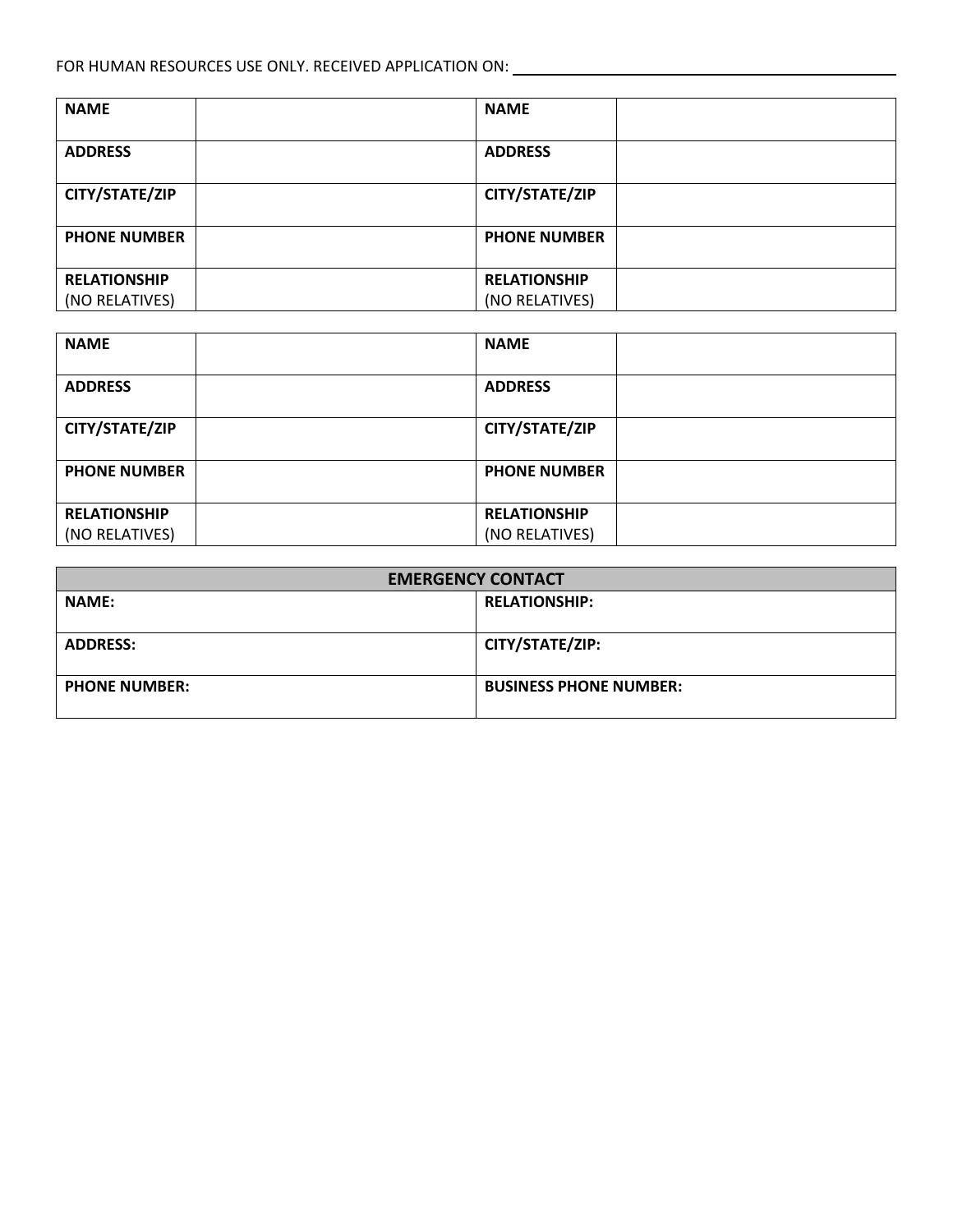FOR HUMAN RESOURCES USE ONLY. RECEIVED APPLICATION ON: ____________________

| **NAME** | | **NAME** | |
|---|---|---|---|
| **ADDRESS** | | **ADDRESS** | |
| **CITY/STATE/ZIP** | | **CITY/STATE/ZIP** | |
| **PHONE NUMBER** | | **PHONE NUMBER** | |
| **RELATIONSHIP** (NO RELATIVES) | | **RELATIONSHIP** (NO RELATIVES) | |

| **NAME** | | **NAME** | |
|---|---|---|---|
| **ADDRESS** | | **ADDRESS** | |
| **CITY/STATE/ZIP** | | **CITY/STATE/ZIP** | |
| **PHONE NUMBER** | | **PHONE NUMBER** | |
| **RELATIONSHIP** (NO RELATIVES) | | **RELATIONSHIP** (NO RELATIVES) | |

| **EMERGENCY CONTACT** | |
|---|---|
| **NAME:** | **RELATIONSHIP:** |
| **ADDRESS:** | **CITY/STATE/ZIP:** |
| **PHONE NUMBER:** | **BUSINESS PHONE NUMBER:** |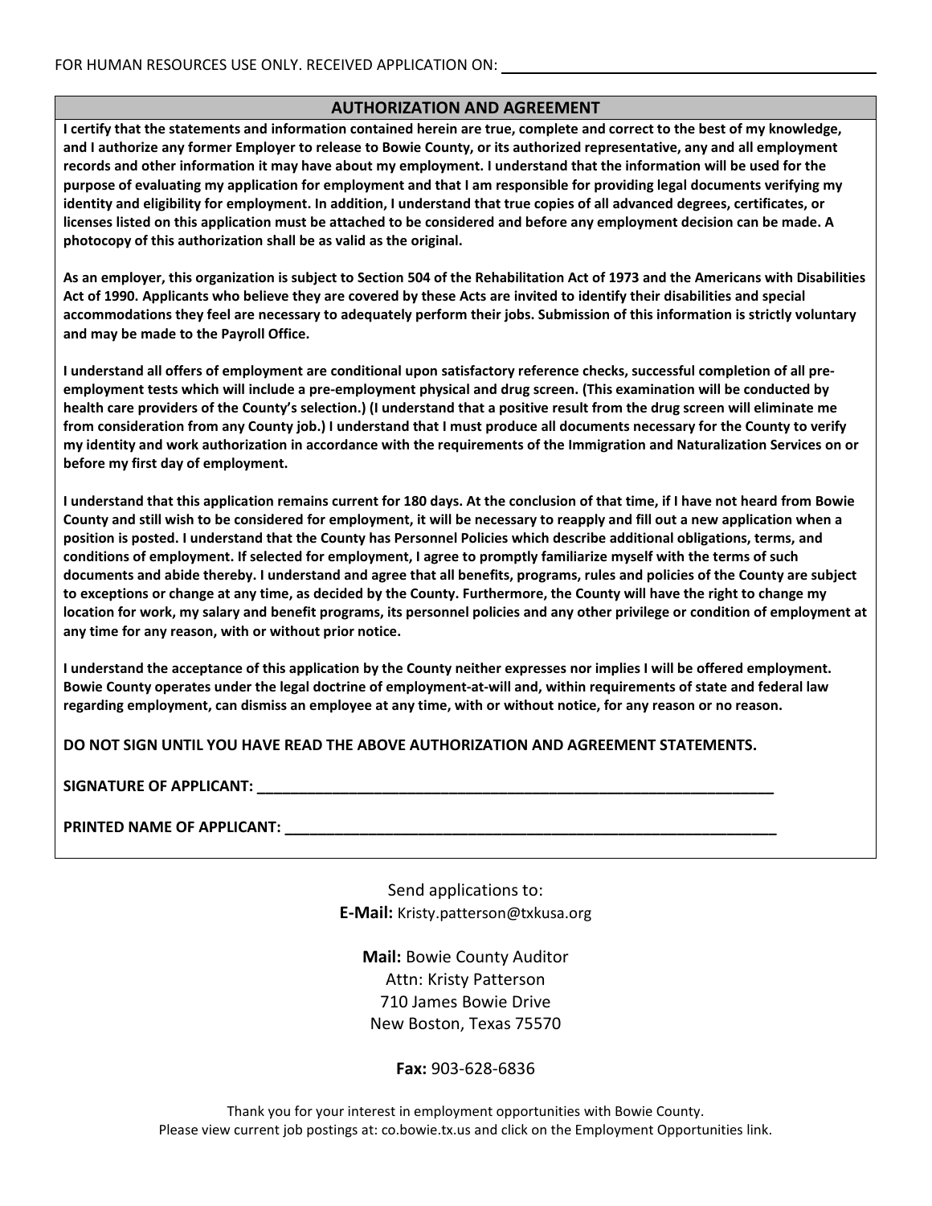FOR HUMAN RESOURCES USE ONLY. RECEIVED APPLICATION ON: ______________________________

## AUTHORIZATION AND AGREEMENT

**I certify that the statements and information contained herein are true, complete and correct to the best of my knowledge, and I authorize any former Employer to release to Bowie County, or its authorized representative, any and all employment records and other information it may have about my employment. I understand that the information will be used for the purpose of evaluating my application for employment and that I am responsible for providing legal documents verifying my identity and eligibility for employment. In addition, I understand that true copies of all advanced degrees, certificates, or licenses listed on this application must be attached to be considered and before any employment decision can be made. A photocopy of this authorization shall be as valid as the original.**

**As an employer, this organization is subject to Section 504 of the Rehabilitation Act of 1973 and the Americans with Disabilities Act of 1990. Applicants who believe they are covered by these Acts are invited to identify their disabilities and special accommodations they feel are necessary to adequately perform their jobs. Submission of this information is strictly voluntary and may be made to the Payroll Office.**

**I understand all offers of employment are conditional upon satisfactory reference checks, successful completion of all pre-employment tests which will include a pre-employment physical and drug screen. (This examination will be conducted by health care providers of the County's selection.) (I understand that a positive result from the drug screen will eliminate me from consideration from any County job.) I understand that I must produce all documents necessary for the County to verify my identity and work authorization in accordance with the requirements of the Immigration and Naturalization Services on or before my first day of employment.**

**I understand that this application remains current for 180 days. At the conclusion of that time, if I have not heard from Bowie County and still wish to be considered for employment, it will be necessary to reapply and fill out a new application when a position is posted. I understand that the County has Personnel Policies which describe additional obligations, terms, and conditions of employment. If selected for employment, I agree to promptly familiarize myself with the terms of such documents and abide thereby. I understand and agree that all benefits, programs, rules and policies of the County are subject to exceptions or change at any time, as decided by the County. Furthermore, the County will have the right to change my location for work, my salary and benefit programs, its personnel policies and any other privilege or condition of employment at any time for any reason, with or without prior notice.**

**I understand the acceptance of this application by the County neither expresses nor implies I will be offered employment. Bowie County operates under the legal doctrine of employment-at-will and, within requirements of state and federal law regarding employment, can dismiss an employee at any time, with or without notice, for any reason or no reason.**

**DO NOT SIGN UNTIL YOU HAVE READ THE ABOVE AUTHORIZATION AND AGREEMENT STATEMENTS.**

**SIGNATURE OF APPLICANT: ______________________________________________________________**

**PRINTED NAME OF APPLICANT: __________________________________________________________**

Send applications to:
**E-Mail:** Kristy.patterson@txkusa.org

**Mail:** Bowie County Auditor
Attn: Kristy Patterson
710 James Bowie Drive
New Boston, Texas 75570

**Fax:** 903-628-6836

Thank you for your interest in employment opportunities with Bowie County.
Please view current job postings at: co.bowie.tx.us and click on the Employment Opportunities link.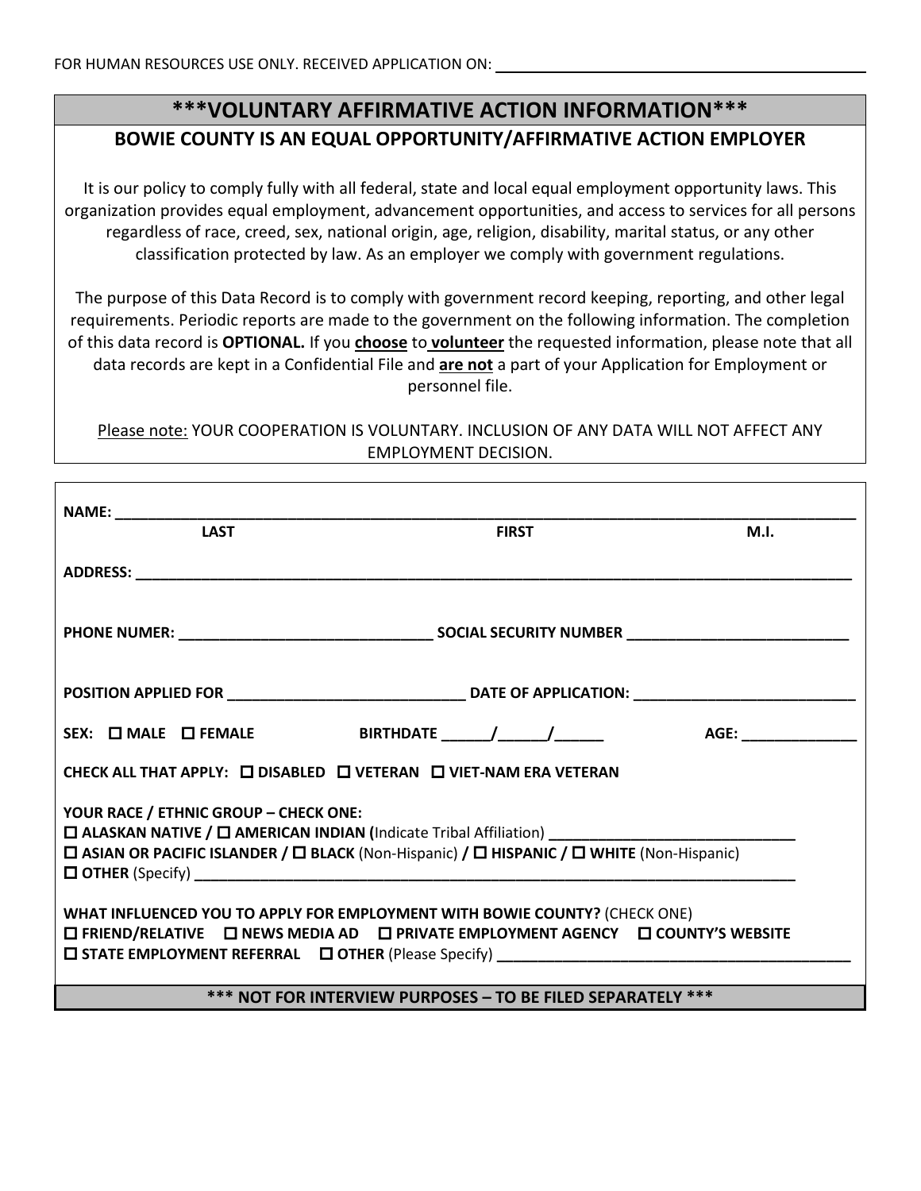FOR HUMAN RESOURCES USE ONLY. RECEIVED APPLICATION ON: ______________________________

## ***VOLUNTARY AFFIRMATIVE ACTION INFORMATION***

### BOWIE COUNTY IS AN EQUAL OPPORTUNITY/AFFIRMATIVE ACTION EMPLOYER

It is our policy to comply fully with all federal, state and local equal employment opportunity laws. This organization provides equal employment, advancement opportunities, and access to services for all persons regardless of race, creed, sex, national origin, age, religion, disability, marital status, or any other classification protected by law. As an employer we comply with government regulations.

The purpose of this Data Record is to comply with government record keeping, reporting, and other legal requirements. Periodic reports are made to the government on the following information. The completion of this data record is **OPTIONAL.** If you **choose** to **volunteer** the requested information, please note that all data records are kept in a Confidential File and **are not** a part of your Application for Employment or personnel file.

Please note: YOUR COOPERATION IS VOLUNTARY. INCLUSION OF ANY DATA WILL NOT AFFECT ANY EMPLOYMENT DECISION.

**NAME:** ______________________________________________
**LAST** **FIRST** **M.I.**

**ADDRESS:** ______________________________________________

**PHONE NUMER:** ______________________ **SOCIAL SECURITY NUMBER** ______________________

**POSITION APPLIED FOR** ______________________ **DATE OF APPLICATION:** ______________________

**SEX:** ☐ **MALE** ☐ **FEMALE** **BIRTHDATE** ______/______/______ **AGE:** ______________

**CHECK ALL THAT APPLY:** ☐ **DISABLED** ☐ **VETERAN** ☐ **VIET-NAM ERA VETERAN**

**YOUR RACE / ETHNIC GROUP – CHECK ONE:**
☐ **ALASKAN NATIVE /** ☐ **AMERICAN INDIAN (**Indicate Tribal Affiliation) ______________________
☐ **ASIAN OR PACIFIC ISLANDER /** ☐ **BLACK** (Non-Hispanic) **/** ☐ **HISPANIC /** ☐ **WHITE** (Non-Hispanic)
☐ **OTHER** (Specify) ______________________

**WHAT INFLUENCED YOU TO APPLY FOR EMPLOYMENT WITH BOWIE COUNTY?** (CHECK ONE)
☐ **FRIEND/RELATIVE** ☐ **NEWS MEDIA AD** ☐ **PRIVATE EMPLOYMENT AGENCY** ☐ **COUNTY'S WEBSITE**
☐ **STATE EMPLOYMENT REFERRAL** ☐ **OTHER** (Please Specify) ______________________

**\*** NOT FOR INTERVIEW PURPOSES – TO BE FILED SEPARATELY *****